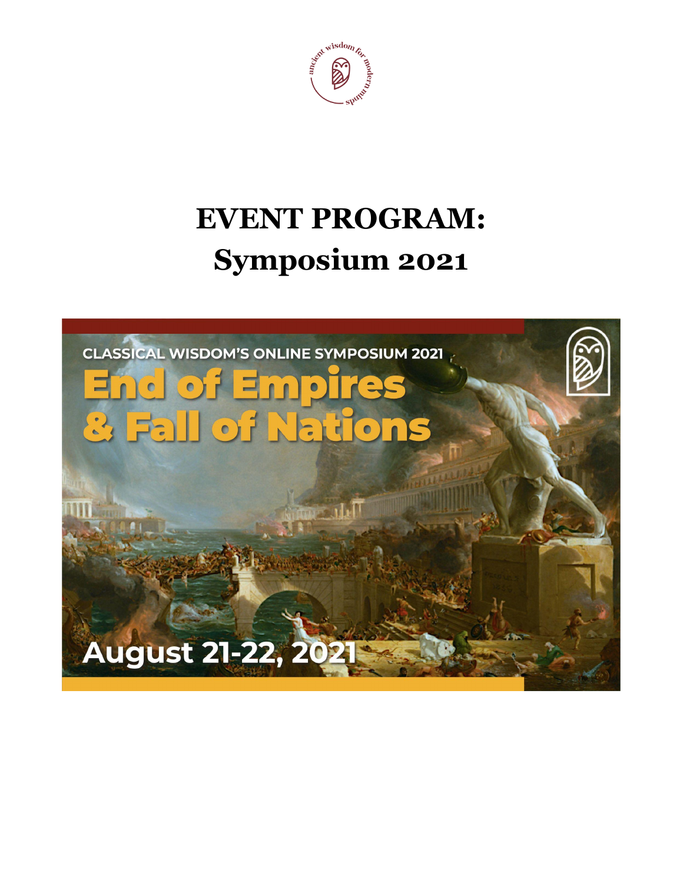# EVENT PROGRAM:
# Symposium 2021

CLASSICAL WISDOM'S ONLINE SYMPOSIUM 2021

**End of Empires & Fall of Nations**

August 21-22, 2021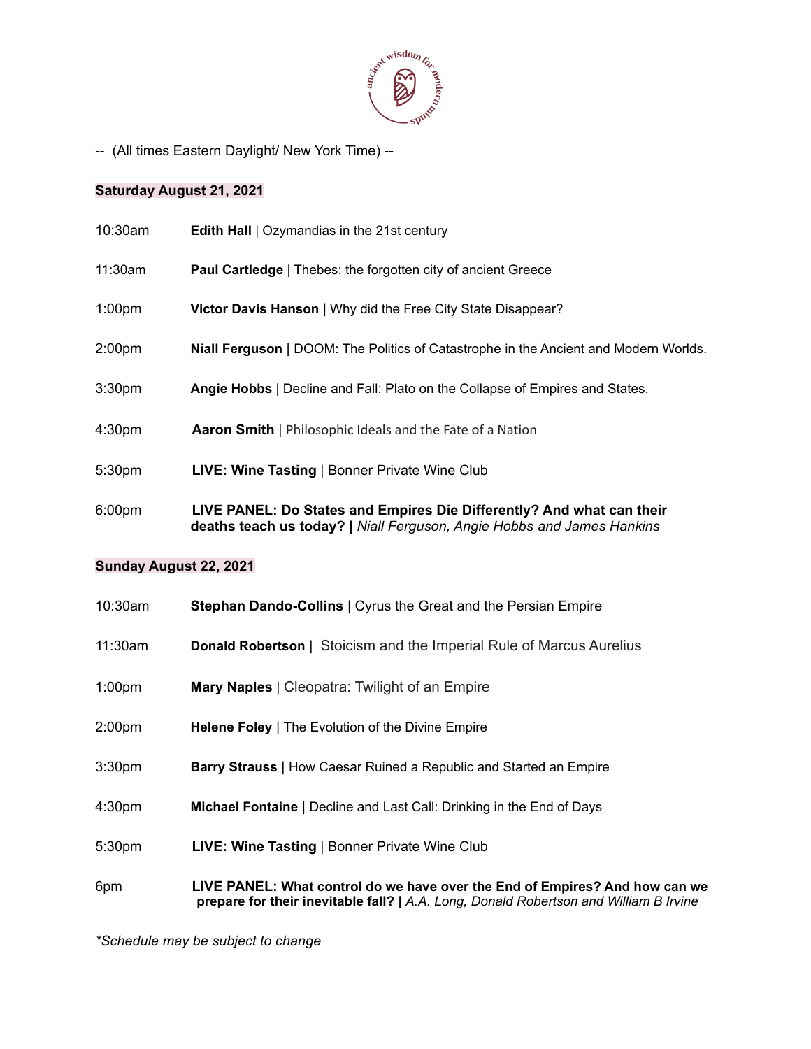-- (All times Eastern Daylight/ New York Time) --

## Saturday August 21, 2021

| | |
|---|---|
| 10:30am | **Edith Hall** \| Ozymandias in the 21st century |
| 11:30am | **Paul Cartledge** \| Thebes: the forgotten city of ancient Greece |
| 1:00pm | **Victor Davis Hanson** \| Why did the Free City State Disappear? |
| 2:00pm | **Niall Ferguson** \| DOOM: The Politics of Catastrophe in the Ancient and Modern Worlds. |
| 3:30pm | **Angie Hobbs** \| Decline and Fall: Plato on the Collapse of Empires and States. |
| 4:30pm | **Aaron Smith** \| Philosophic Ideals and the Fate of a Nation |
| 5:30pm | **LIVE: Wine Tasting** \| Bonner Private Wine Club |
| 6:00pm | **LIVE PANEL: Do States and Empires Die Differently? And what can their deaths teach us today? \|** *Niall Ferguson, Angie Hobbs and James Hankins* |

## Sunday August 22, 2021

| | |
|---|---|
| 10:30am | **Stephan Dando-Collins** \| Cyrus the Great and the Persian Empire |
| 11:30am | **Donald Robertson** \| Stoicism and the Imperial Rule of Marcus Aurelius |
| 1:00pm | **Mary Naples** \| Cleopatra: Twilight of an Empire |
| 2:00pm | **Helene Foley** \| The Evolution of the Divine Empire |
| 3:30pm | **Barry Strauss** \| How Caesar Ruined a Republic and Started an Empire |
| 4:30pm | **Michael Fontaine** \| Decline and Last Call: Drinking in the End of Days |
| 5:30pm | **LIVE: Wine Tasting** \| Bonner Private Wine Club |
| 6pm | **LIVE PANEL: What control do we have over the End of Empires? And how can we prepare for their inevitable fall? \|** *A.A. Long, Donald Robertson and William B Irvine* |

*\*Schedule may be subject to change*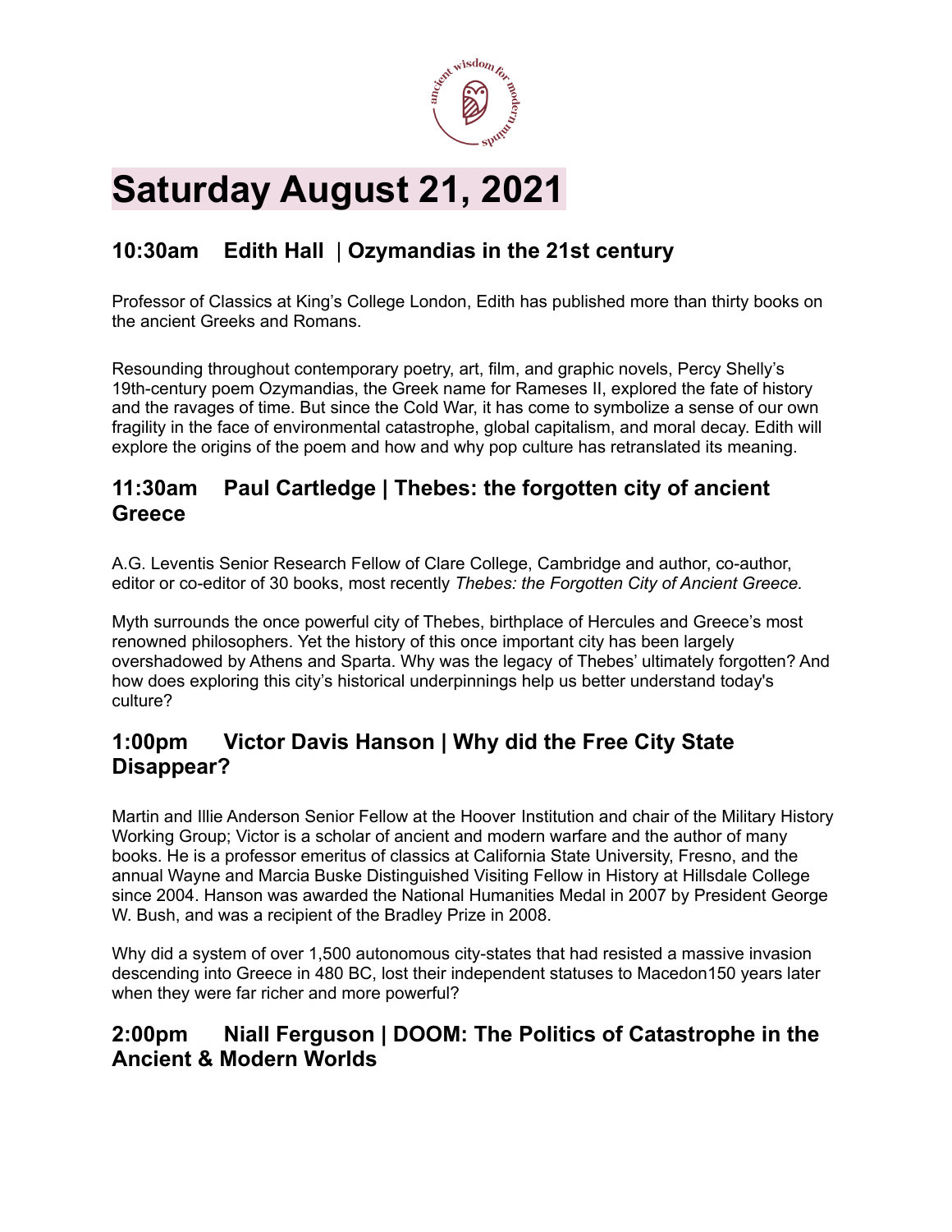# Saturday August 21, 2021

## 10:30am Edith Hall | Ozymandias in the 21st century

Professor of Classics at King's College London, Edith has published more than thirty books on the ancient Greeks and Romans.

Resounding throughout contemporary poetry, art, film, and graphic novels, Percy Shelly's 19th-century poem Ozymandias, the Greek name for Rameses II, explored the fate of history and the ravages of time. But since the Cold War, it has come to symbolize a sense of our own fragility in the face of environmental catastrophe, global capitalism, and moral decay. Edith will explore the origins of the poem and how and why pop culture has retranslated its meaning.

## 11:30am Paul Cartledge | Thebes: the forgotten city of ancient Greece

A.G. Leventis Senior Research Fellow of Clare College, Cambridge and author, co-author, editor or co-editor of 30 books, most recently *Thebes: the Forgotten City of Ancient Greece.*

Myth surrounds the once powerful city of Thebes, birthplace of Hercules and Greece's most renowned philosophers. Yet the history of this once important city has been largely overshadowed by Athens and Sparta. Why was the legacy of Thebes' ultimately forgotten? And how does exploring this city's historical underpinnings help us better understand today's culture?

## 1:00pm Victor Davis Hanson | Why did the Free City State Disappear?

Martin and Illie Anderson Senior Fellow at the Hoover Institution and chair of the Military History Working Group; Victor is a scholar of ancient and modern warfare and the author of many books. He is a professor emeritus of classics at California State University, Fresno, and the annual Wayne and Marcia Buske Distinguished Visiting Fellow in History at Hillsdale College since 2004. Hanson was awarded the National Humanities Medal in 2007 by President George W. Bush, and was a recipient of the Bradley Prize in 2008.

Why did a system of over 1,500 autonomous city-states that had resisted a massive invasion descending into Greece in 480 BC, lost their independent statuses to Macedon150 years later when they were far richer and more powerful?

## 2:00pm Niall Ferguson | DOOM: The Politics of Catastrophe in the Ancient & Modern Worlds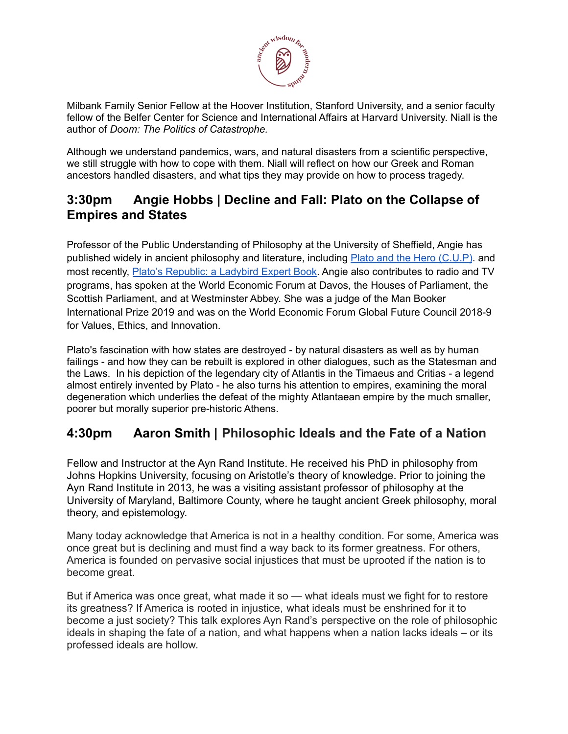Milbank Family Senior Fellow at the Hoover Institution, Stanford University, and a senior faculty fellow of the Belfer Center for Science and International Affairs at Harvard University. Niall is the author of *Doom: The Politics of Catastrophe.*

Although we understand pandemics, wars, and natural disasters from a scientific perspective, we still struggle with how to cope with them. Niall will reflect on how our Greek and Roman ancestors handled disasters, and what tips they may provide on how to process tragedy.

## 3:30pm Angie Hobbs | Decline and Fall: Plato on the Collapse of Empires and States

Professor of the Public Understanding of Philosophy at the University of Sheffield, Angie has published widely in ancient philosophy and literature, including [Plato and the Hero (C.U.P)](). and most recently, [Plato's Republic: a Ladybird Expert Book](). Angie also contributes to radio and TV programs, has spoken at the World Economic Forum at Davos, the Houses of Parliament, the Scottish Parliament, and at Westminster Abbey. She was a judge of the Man Booker International Prize 2019 and was on the World Economic Forum Global Future Council 2018-9 for Values, Ethics, and Innovation.

Plato's fascination with how states are destroyed - by natural disasters as well as by human failings - and how they can be rebuilt is explored in other dialogues, such as the Statesman and the Laws. In his depiction of the legendary city of Atlantis in the Timaeus and Critias - a legend almost entirely invented by Plato - he also turns his attention to empires, examining the moral degeneration which underlies the defeat of the mighty Atlantaean empire by the much smaller, poorer but morally superior pre-historic Athens.

## 4:30pm Aaron Smith | Philosophic Ideals and the Fate of a Nation

Fellow and Instructor at the Ayn Rand Institute. He received his PhD in philosophy from Johns Hopkins University, focusing on Aristotle's theory of knowledge. Prior to joining the Ayn Rand Institute in 2013, he was a visiting assistant professor of philosophy at the University of Maryland, Baltimore County, where he taught ancient Greek philosophy, moral theory, and epistemology.

Many today acknowledge that America is not in a healthy condition. For some, America was once great but is declining and must find a way back to its former greatness. For others, America is founded on pervasive social injustices that must be uprooted if the nation is to become great.

But if America was once great, what made it so — what ideals must we fight for to restore its greatness? If America is rooted in injustice, what ideals must be enshrined for it to become a just society? This talk explores Ayn Rand's perspective on the role of philosophic ideals in shaping the fate of a nation, and what happens when a nation lacks ideals – or its professed ideals are hollow.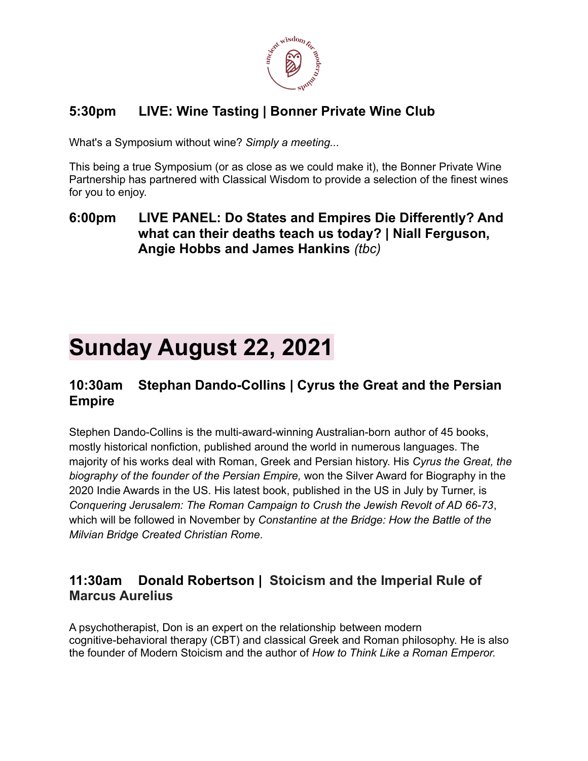### 5:30pm LIVE: Wine Tasting | Bonner Private Wine Club

What's a Symposium without wine? *Simply a meeting...*

This being a true Symposium (or as close as we could make it), the Bonner Private Wine Partnership has partnered with Classical Wisdom to provide a selection of the finest wines for you to enjoy.

### 6:00pm LIVE PANEL: Do States and Empires Die Differently? And what can their deaths teach us today? | Niall Ferguson, Angie Hobbs and James Hankins *(tbc)*

# Sunday August 22, 2021

### 10:30am Stephan Dando-Collins | Cyrus the Great and the Persian Empire

Stephen Dando-Collins is the multi-award-winning Australian-born author of 45 books, mostly historical nonfiction, published around the world in numerous languages. The majority of his works deal with Roman, Greek and Persian history. His *Cyrus the Great, the biography of the founder of the Persian Empire,* won the Silver Award for Biography in the 2020 Indie Awards in the US. His latest book, published in the US in July by Turner, is *Conquering Jerusalem: The Roman Campaign to Crush the Jewish Revolt of AD 66-73*, which will be followed in November by *Constantine at the Bridge: How the Battle of the Milvian Bridge Created Christian Rome*.

### 11:30am Donald Robertson | Stoicism and the Imperial Rule of Marcus Aurelius

A psychotherapist, Don is an expert on the relationship between modern cognitive-behavioral therapy (CBT) and classical Greek and Roman philosophy. He is also the founder of Modern Stoicism and the author of *How to Think Like a Roman Emperor.*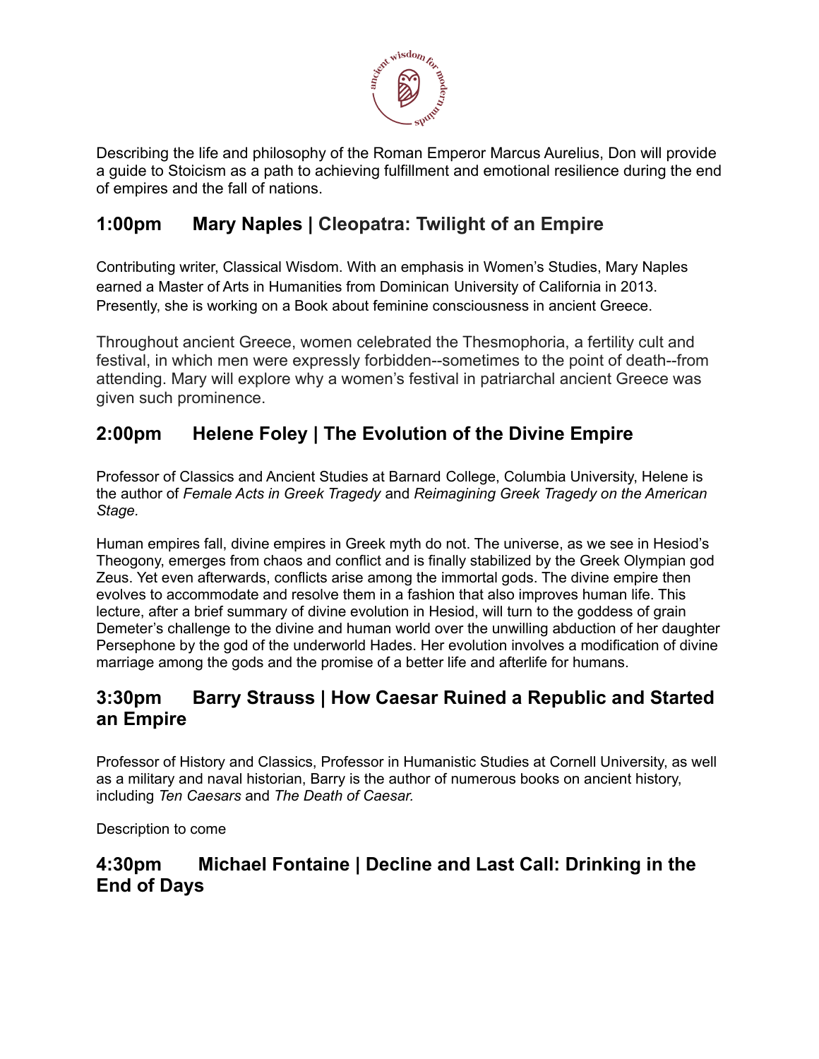Describing the life and philosophy of the Roman Emperor Marcus Aurelius, Don will provide a guide to Stoicism as a path to achieving fulfillment and emotional resilience during the end of empires and the fall of nations.

## 1:00pm Mary Naples | Cleopatra: Twilight of an Empire

Contributing writer, Classical Wisdom. With an emphasis in Women's Studies, Mary Naples earned a Master of Arts in Humanities from Dominican University of California in 2013. Presently, she is working on a Book about feminine consciousness in ancient Greece.

Throughout ancient Greece, women celebrated the Thesmophoria, a fertility cult and festival, in which men were expressly forbidden--sometimes to the point of death--from attending. Mary will explore why a women's festival in patriarchal ancient Greece was given such prominence.

## 2:00pm Helene Foley | The Evolution of the Divine Empire

Professor of Classics and Ancient Studies at Barnard College, Columbia University, Helene is the author of *Female Acts in Greek Tragedy* and *Reimagining Greek Tragedy on the American Stage.*

Human empires fall, divine empires in Greek myth do not. The universe, as we see in Hesiod's Theogony, emerges from chaos and conflict and is finally stabilized by the Greek Olympian god Zeus. Yet even afterwards, conflicts arise among the immortal gods. The divine empire then evolves to accommodate and resolve them in a fashion that also improves human life. This lecture, after a brief summary of divine evolution in Hesiod, will turn to the goddess of grain Demeter's challenge to the divine and human world over the unwilling abduction of her daughter Persephone by the god of the underworld Hades. Her evolution involves a modification of divine marriage among the gods and the promise of a better life and afterlife for humans.

## 3:30pm Barry Strauss | How Caesar Ruined a Republic and Started an Empire

Professor of History and Classics, Professor in Humanistic Studies at Cornell University, as well as a military and naval historian, Barry is the author of numerous books on ancient history, including *Ten Caesars* and *The Death of Caesar.*

Description to come

## 4:30pm Michael Fontaine | Decline and Last Call: Drinking in the End of Days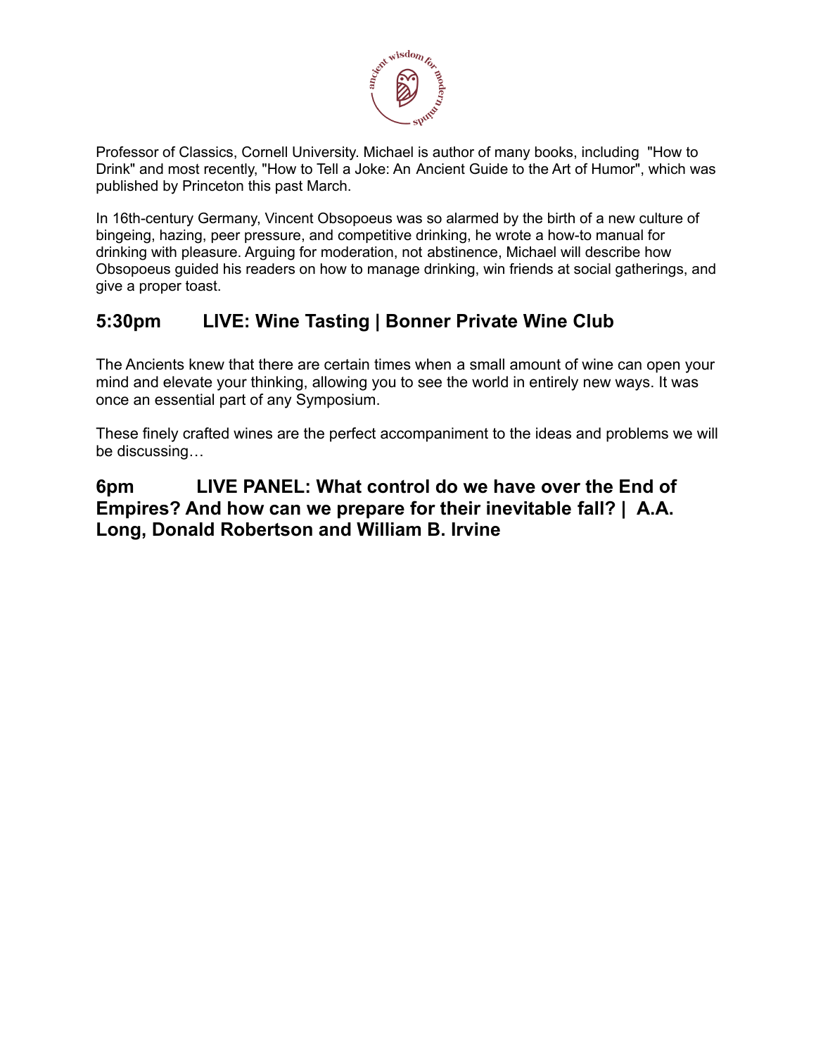Professor of Classics, Cornell University. Michael is author of many books, including "How to Drink" and most recently, "How to Tell a Joke: An Ancient Guide to the Art of Humor", which was published by Princeton this past March.

In 16th-century Germany, Vincent Obsopoeus was so alarmed by the birth of a new culture of bingeing, hazing, peer pressure, and competitive drinking, he wrote a how-to manual for drinking with pleasure. Arguing for moderation, not abstinence, Michael will describe how Obsopoeus guided his readers on how to manage drinking, win friends at social gatherings, and give a proper toast.

## 5:30pm LIVE: Wine Tasting | Bonner Private Wine Club

The Ancients knew that there are certain times when a small amount of wine can open your mind and elevate your thinking, allowing you to see the world in entirely new ways. It was once an essential part of any Symposium.

These finely crafted wines are the perfect accompaniment to the ideas and problems we will be discussing…

## 6pm LIVE PANEL: What control do we have over the End of Empires? And how can we prepare for their inevitable fall? | A.A. Long, Donald Robertson and William B. Irvine